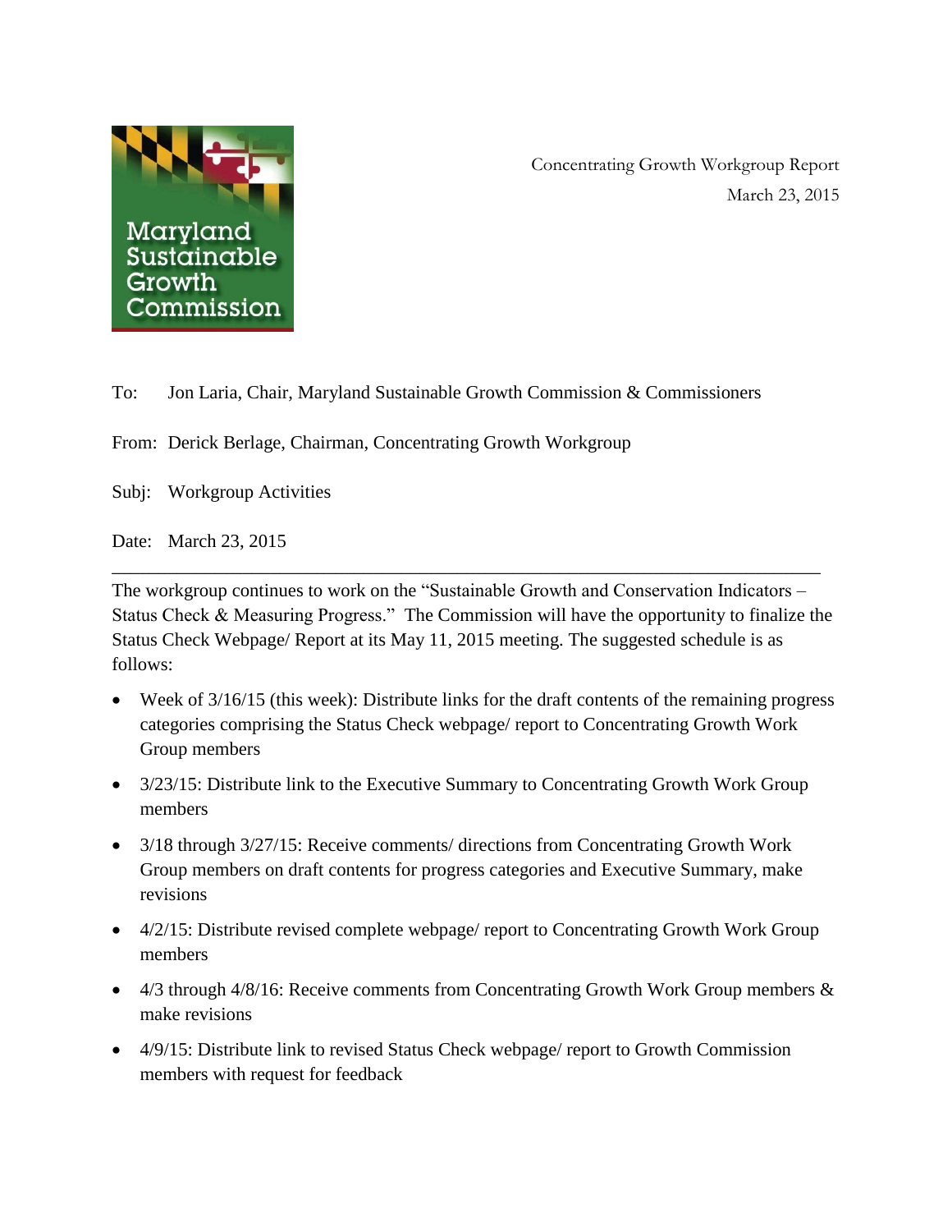Maryland Sustainable Growth Commission

Concentrating Growth Workgroup Report
March 23, 2015

To: Jon Laria, Chair, Maryland Sustainable Growth Commission & Commissioners

From: Derick Berlage, Chairman, Concentrating Growth Workgroup

Subj: Workgroup Activities

Date: March 23, 2015

---

The workgroup continues to work on the "Sustainable Growth and Conservation Indicators – Status Check & Measuring Progress." The Commission will have the opportunity to finalize the Status Check Webpage/ Report at its May 11, 2015 meeting. The suggested schedule is as follows:

- Week of 3/16/15 (this week): Distribute links for the draft contents of the remaining progress categories comprising the Status Check webpage/ report to Concentrating Growth Work Group members
- 3/23/15: Distribute link to the Executive Summary to Concentrating Growth Work Group members
- 3/18 through 3/27/15: Receive comments/ directions from Concentrating Growth Work Group members on draft contents for progress categories and Executive Summary, make revisions
- 4/2/15: Distribute revised complete webpage/ report to Concentrating Growth Work Group members
- 4/3 through 4/8/16: Receive comments from Concentrating Growth Work Group members & make revisions
- 4/9/15: Distribute link to revised Status Check webpage/ report to Growth Commission members with request for feedback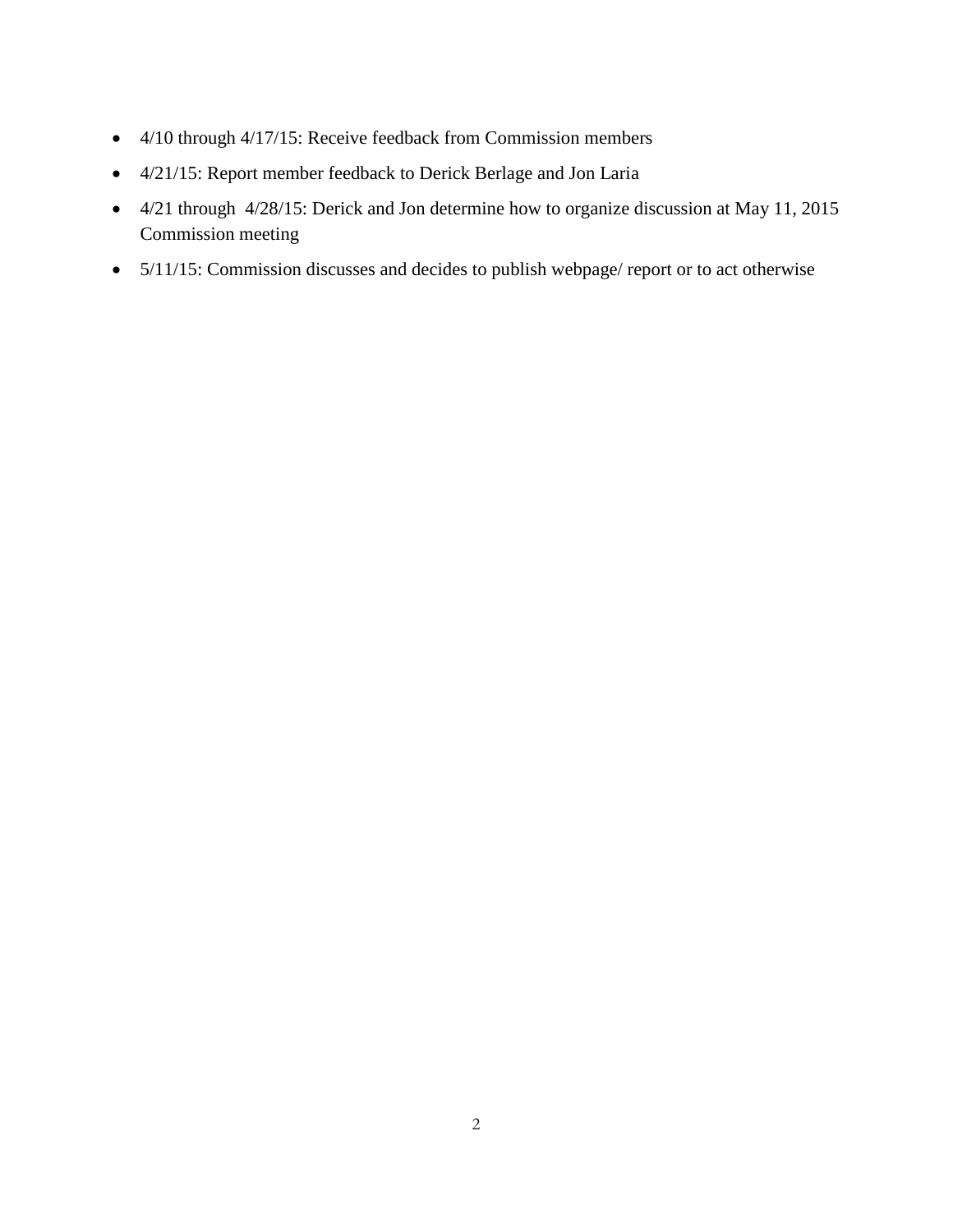- 4/10 through 4/17/15: Receive feedback from Commission members
- 4/21/15: Report member feedback to Derick Berlage and Jon Laria
- 4/21 through 4/28/15: Derick and Jon determine how to organize discussion at May 11, 2015 Commission meeting
- 5/11/15: Commission discusses and decides to publish webpage/ report or to act otherwise